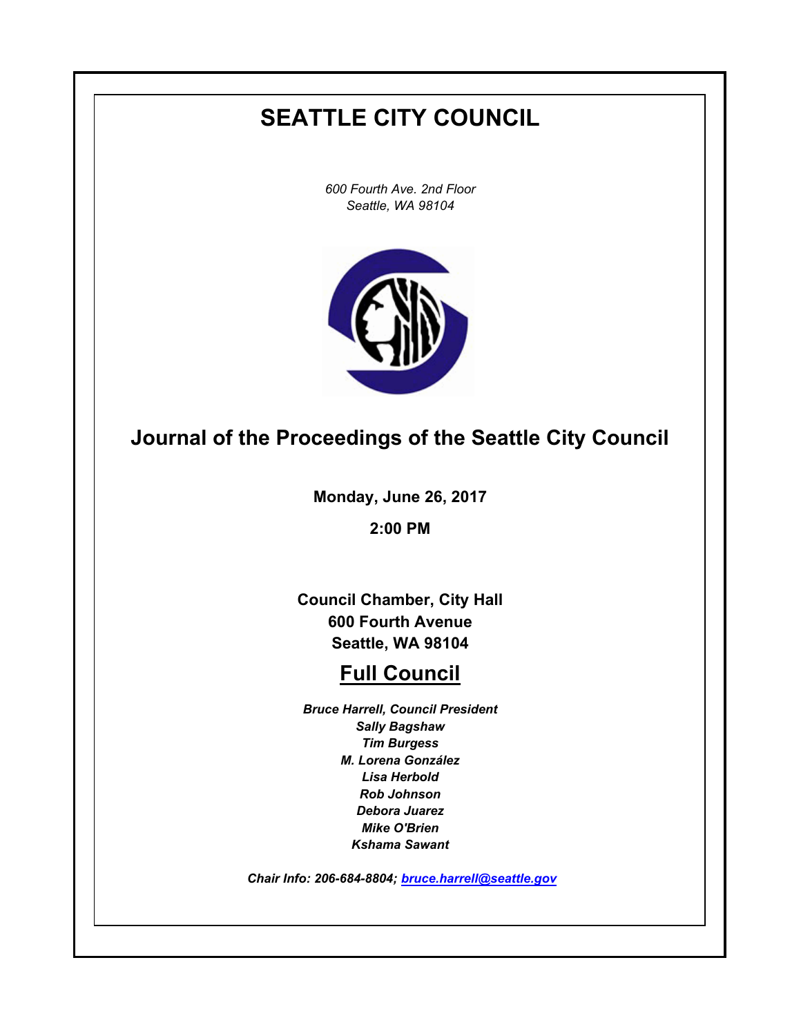# SEATTLE CITY COUNCIL

*600 Fourth Ave. 2nd Floor*
*Seattle, WA 98104*

## Journal of the Proceedings of the Seattle City Council

**Monday, June 26, 2017**

**2:00 PM**

**Council Chamber, City Hall**
**600 Fourth Avenue**
**Seattle, WA 98104**

## Full Council

***Bruce Harrell, Council President***
***Sally Bagshaw***
***Tim Burgess***
***M. Lorena González***
***Lisa Herbold***
***Rob Johnson***
***Debora Juarez***
***Mike O'Brien***
***Kshama Sawant***

***Chair Info: 206-684-8804; bruce.harrell@seattle.gov***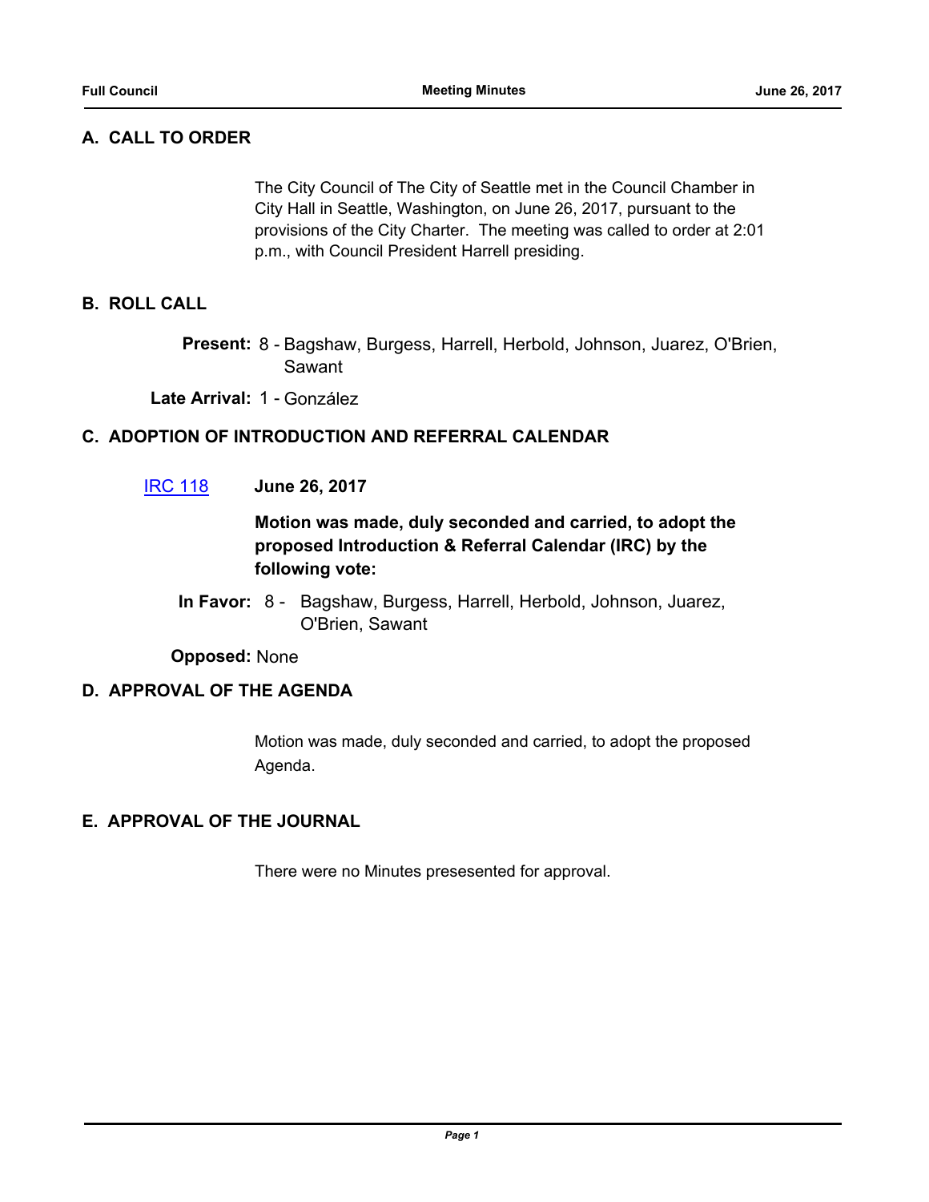## A. CALL TO ORDER

The City Council of The City of Seattle met in the Council Chamber in City Hall in Seattle, Washington, on June 26, 2017, pursuant to the provisions of the City Charter. The meeting was called to order at 2:01 p.m., with Council President Harrell presiding.

## B. ROLL CALL

**Present:** 8 - Bagshaw, Burgess, Harrell, Herbold, Johnson, Juarez, O'Brien, Sawant

**Late Arrival:** 1 - González

## C. ADOPTION OF INTRODUCTION AND REFERRAL CALENDAR

IRC 118 **June 26, 2017**

**Motion was made, duly seconded and carried, to adopt the proposed Introduction & Referral Calendar (IRC) by the following vote:**

**In Favor:** 8 - Bagshaw, Burgess, Harrell, Herbold, Johnson, Juarez, O'Brien, Sawant

**Opposed:** None

## D. APPROVAL OF THE AGENDA

Motion was made, duly seconded and carried, to adopt the proposed Agenda.

## E. APPROVAL OF THE JOURNAL

There were no Minutes presesented for approval.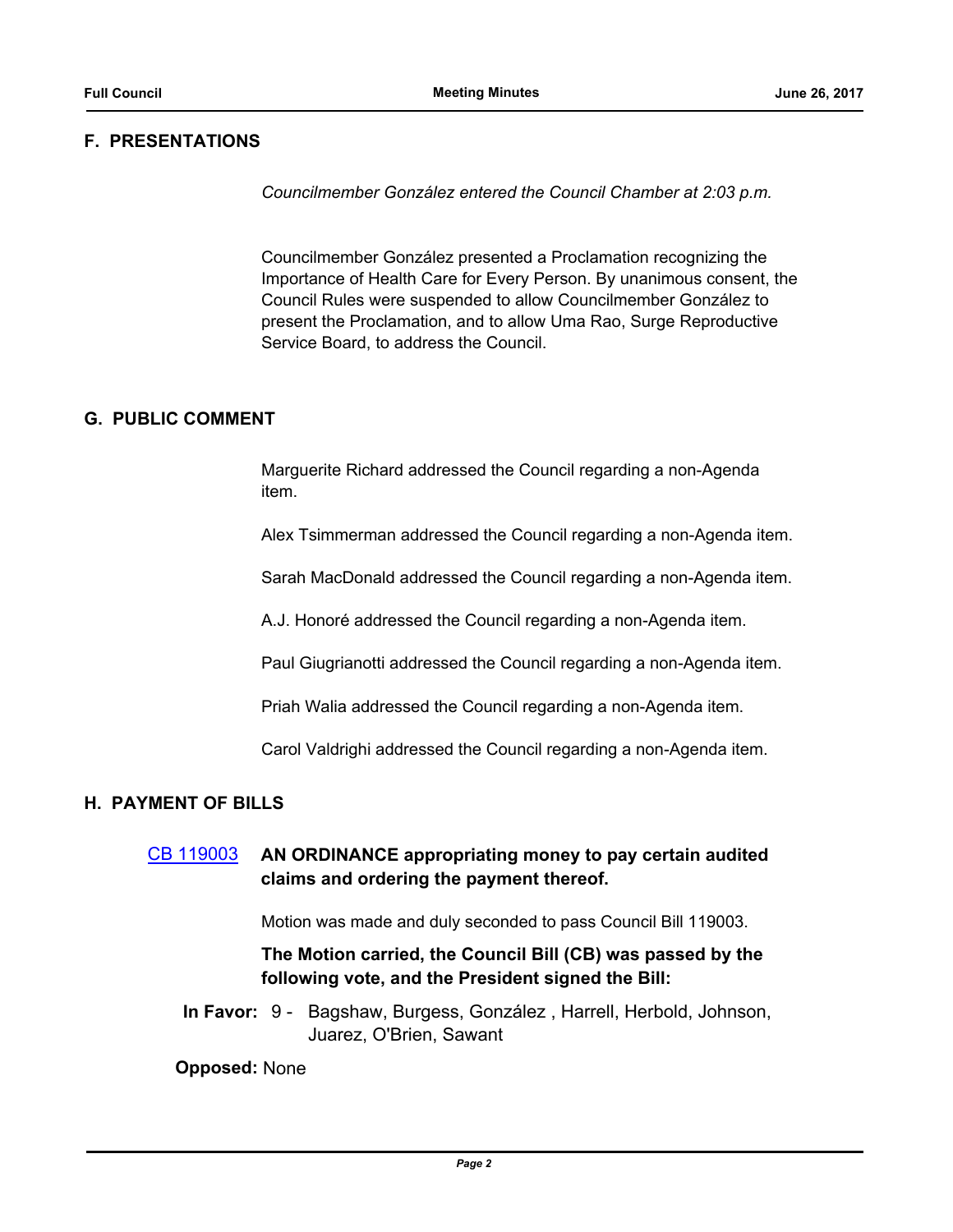## F. PRESENTATIONS

*Councilmember González entered the Council Chamber at 2:03 p.m.*

Councilmember González presented a Proclamation recognizing the Importance of Health Care for Every Person. By unanimous consent, the Council Rules were suspended to allow Councilmember González to present the Proclamation, and to allow Uma Rao, Surge Reproductive Service Board, to address the Council.

## G. PUBLIC COMMENT

Marguerite Richard addressed the Council regarding a non-Agenda item.

Alex Tsimmerman addressed the Council regarding a non-Agenda item.

Sarah MacDonald addressed the Council regarding a non-Agenda item.

A.J. Honoré addressed the Council regarding a non-Agenda item.

Paul Giugrianotti addressed the Council regarding a non-Agenda item.

Priah Walia addressed the Council regarding a non-Agenda item.

Carol Valdrighi addressed the Council regarding a non-Agenda item.

## H. PAYMENT OF BILLS

[CB 119003](CB 119003) **AN ORDINANCE appropriating money to pay certain audited claims and ordering the payment thereof.**

Motion was made and duly seconded to pass Council Bill 119003.

**The Motion carried, the Council Bill (CB) was passed by the following vote, and the President signed the Bill:**

**In Favor:** 9 - Bagshaw, Burgess, González , Harrell, Herbold, Johnson, Juarez, O'Brien, Sawant

**Opposed:** None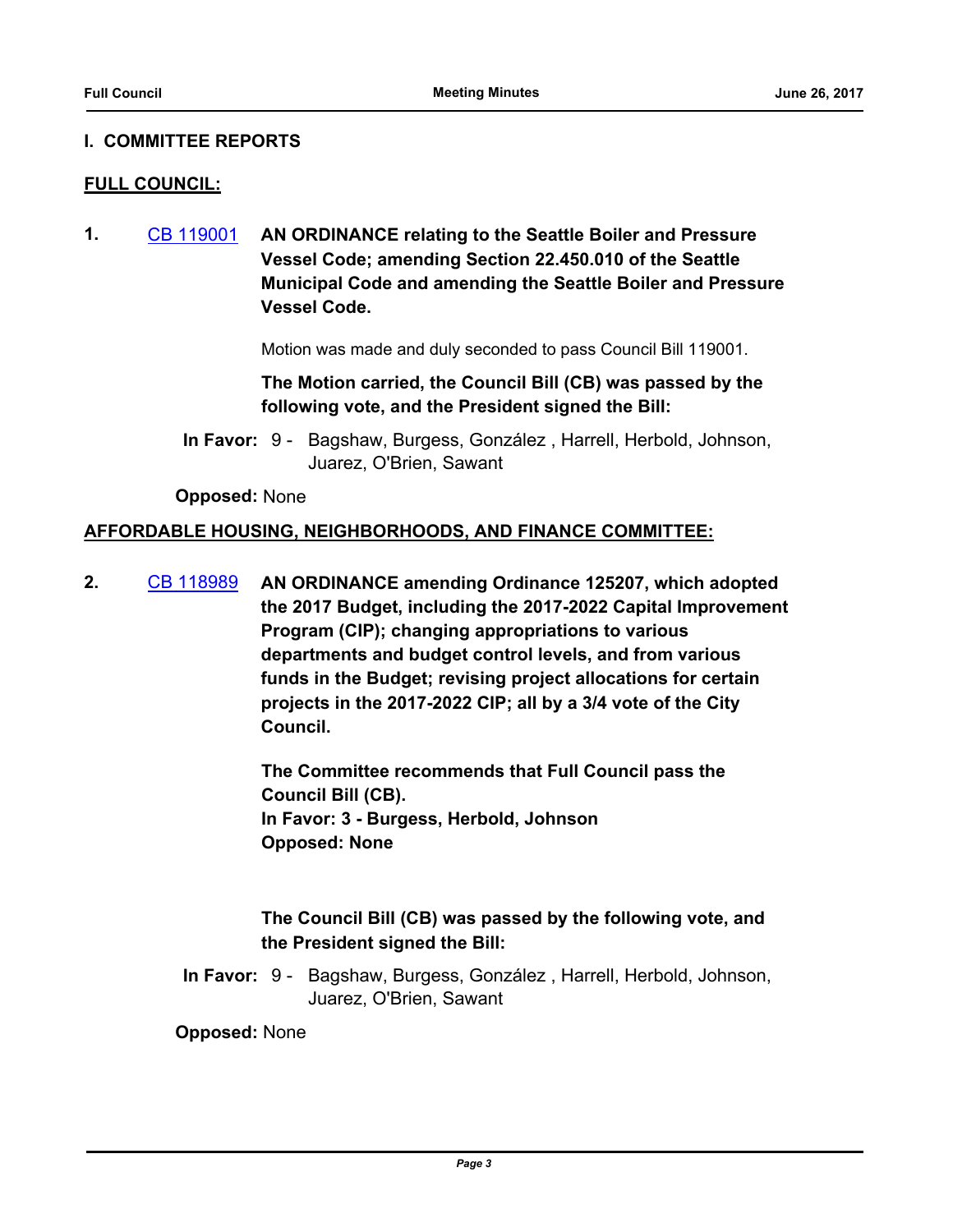## I. COMMITTEE REPORTS

### FULL COUNCIL:

**1.** CB 119001 **AN ORDINANCE relating to the Seattle Boiler and Pressure Vessel Code; amending Section 22.450.010 of the Seattle Municipal Code and amending the Seattle Boiler and Pressure Vessel Code.**

Motion was made and duly seconded to pass Council Bill 119001.

**The Motion carried, the Council Bill (CB) was passed by the following vote, and the President signed the Bill:**

**In Favor:** 9 - Bagshaw, Burgess, González , Harrell, Herbold, Johnson, Juarez, O'Brien, Sawant

**Opposed:** None

### AFFORDABLE HOUSING, NEIGHBORHOODS, AND FINANCE COMMITTEE:

**2.** CB 118989 **AN ORDINANCE amending Ordinance 125207, which adopted the 2017 Budget, including the 2017-2022 Capital Improvement Program (CIP); changing appropriations to various departments and budget control levels, and from various funds in the Budget; revising project allocations for certain projects in the 2017-2022 CIP; all by a 3/4 vote of the City Council.**

**The Committee recommends that Full Council pass the Council Bill (CB).**
**In Favor: 3 - Burgess, Herbold, Johnson**
**Opposed: None**

**The Council Bill (CB) was passed by the following vote, and the President signed the Bill:**

**In Favor:** 9 - Bagshaw, Burgess, González , Harrell, Herbold, Johnson, Juarez, O'Brien, Sawant

**Opposed:** None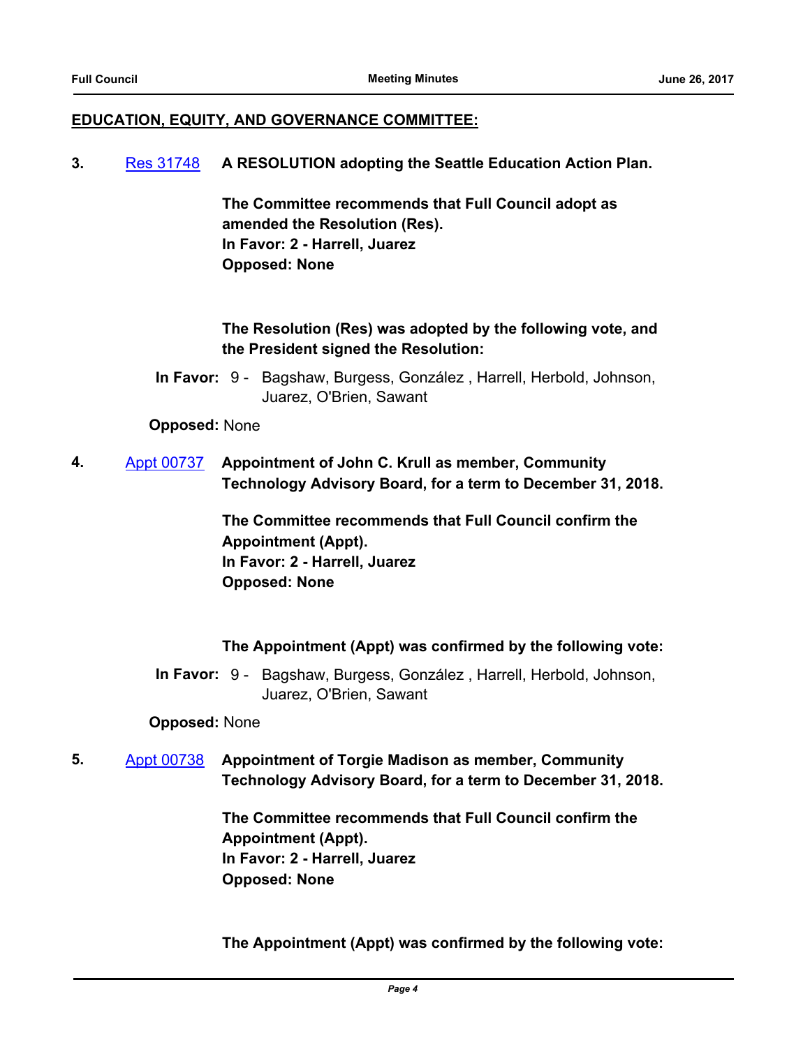## EDUCATION, EQUITY, AND GOVERNANCE COMMITTEE:

**3.** [Res 31748](#) **A RESOLUTION adopting the Seattle Education Action Plan.**

**The Committee recommends that Full Council adopt as amended the Resolution (Res).**
**In Favor: 2 - Harrell, Juarez**
**Opposed: None**

**The Resolution (Res) was adopted by the following vote, and the President signed the Resolution:**

**In Favor:** 9 - Bagshaw, Burgess, González , Harrell, Herbold, Johnson, Juarez, O'Brien, Sawant

**Opposed:** None

**4.** [Appt 00737](#) **Appointment of John C. Krull as member, Community Technology Advisory Board, for a term to December 31, 2018.**

**The Committee recommends that Full Council confirm the Appointment (Appt).**
**In Favor: 2 - Harrell, Juarez**
**Opposed: None**

**The Appointment (Appt) was confirmed by the following vote:**

**In Favor:** 9 - Bagshaw, Burgess, González , Harrell, Herbold, Johnson, Juarez, O'Brien, Sawant

**Opposed:** None

**5.** [Appt 00738](#) **Appointment of Torgie Madison as member, Community Technology Advisory Board, for a term to December 31, 2018.**

**The Committee recommends that Full Council confirm the Appointment (Appt).**
**In Favor: 2 - Harrell, Juarez**
**Opposed: None**

**The Appointment (Appt) was confirmed by the following vote:**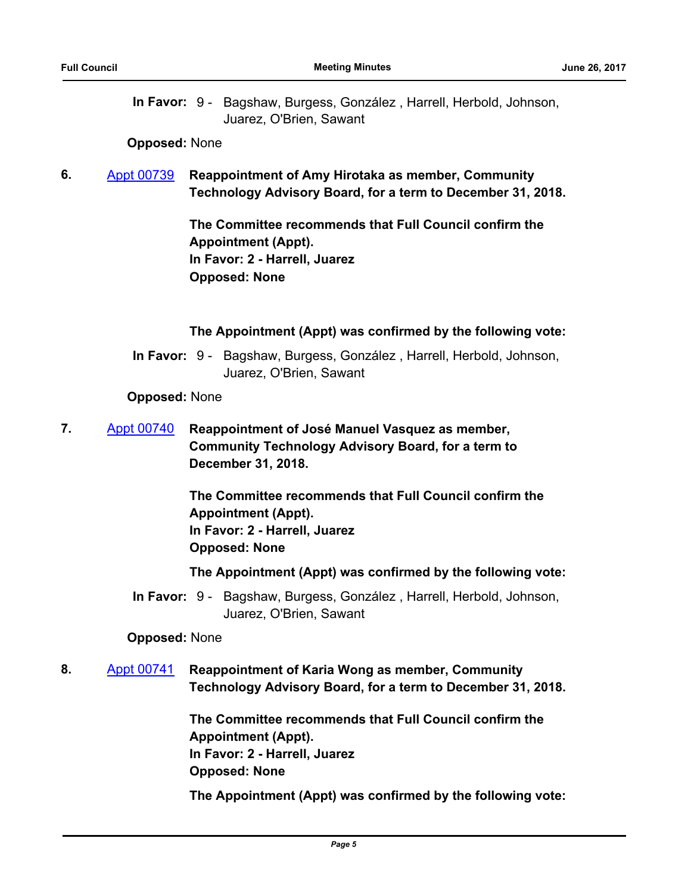**In Favor:** 9 - Bagshaw, Burgess, González , Harrell, Herbold, Johnson, Juarez, O'Brien, Sawant

**Opposed:** None

**6.** [Appt 00739] **Reappointment of Amy Hirotaka as member, Community Technology Advisory Board, for a term to December 31, 2018.**

**The Committee recommends that Full Council confirm the Appointment (Appt).**
**In Favor: 2 - Harrell, Juarez**
**Opposed: None**

**The Appointment (Appt) was confirmed by the following vote:**

**In Favor:** 9 - Bagshaw, Burgess, González , Harrell, Herbold, Johnson, Juarez, O'Brien, Sawant

**Opposed:** None

**7.** [Appt 00740] **Reappointment of José Manuel Vasquez as member, Community Technology Advisory Board, for a term to December 31, 2018.**

**The Committee recommends that Full Council confirm the Appointment (Appt).**
**In Favor: 2 - Harrell, Juarez**
**Opposed: None**

**The Appointment (Appt) was confirmed by the following vote:**

**In Favor:** 9 - Bagshaw, Burgess, González , Harrell, Herbold, Johnson, Juarez, O'Brien, Sawant

**Opposed:** None

**8.** [Appt 00741] **Reappointment of Karia Wong as member, Community Technology Advisory Board, for a term to December 31, 2018.**

**The Committee recommends that Full Council confirm the Appointment (Appt).**
**In Favor: 2 - Harrell, Juarez**
**Opposed: None**

**The Appointment (Appt) was confirmed by the following vote:**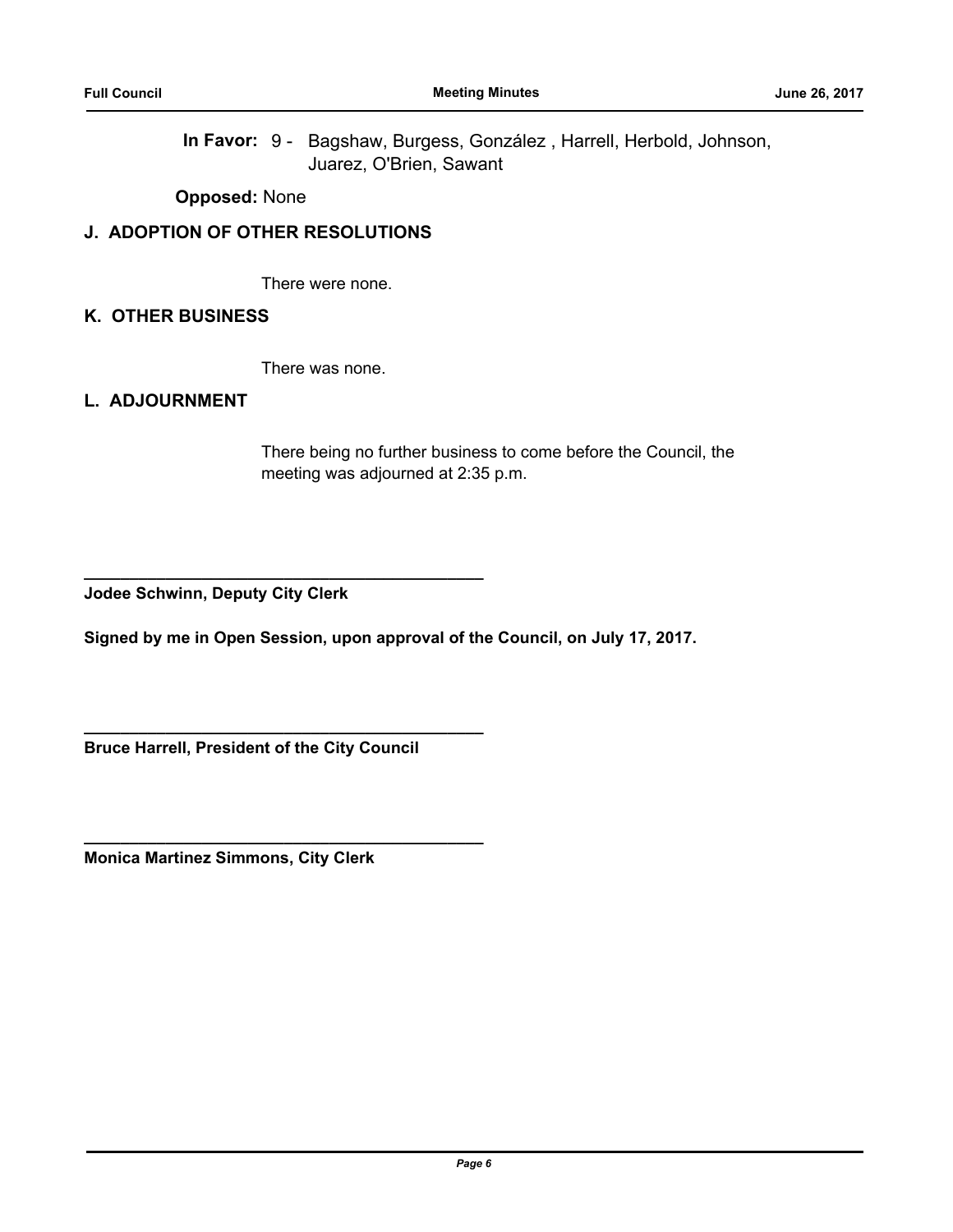**In Favor:** 9 - Bagshaw, Burgess, González , Harrell, Herbold, Johnson, Juarez, O'Brien, Sawant

**Opposed:** None

## J. ADOPTION OF OTHER RESOLUTIONS

There were none.

## K. OTHER BUSINESS

There was none.

## L. ADJOURNMENT

There being no further business to come before the Council, the meeting was adjourned at 2:35 p.m.

\_\_\_\_\_\_\_\_\_\_\_\_\_\_\_\_\_\_\_\_\_\_\_\_\_\_\_\_\_\_\_\_\_\_\_\_\_\_\_\_\_\_\_\_\_\_

**Jodee Schwinn, Deputy City Clerk**

**Signed by me in Open Session, upon approval of the Council, on July 17, 2017.**

\_\_\_\_\_\_\_\_\_\_\_\_\_\_\_\_\_\_\_\_\_\_\_\_\_\_\_\_\_\_\_\_\_\_\_\_\_\_\_\_\_\_\_\_\_\_

**Bruce Harrell, President of the City Council**

\_\_\_\_\_\_\_\_\_\_\_\_\_\_\_\_\_\_\_\_\_\_\_\_\_\_\_\_\_\_\_\_\_\_\_\_\_\_\_\_\_\_\_\_\_\_

**Monica Martinez Simmons, City Clerk**